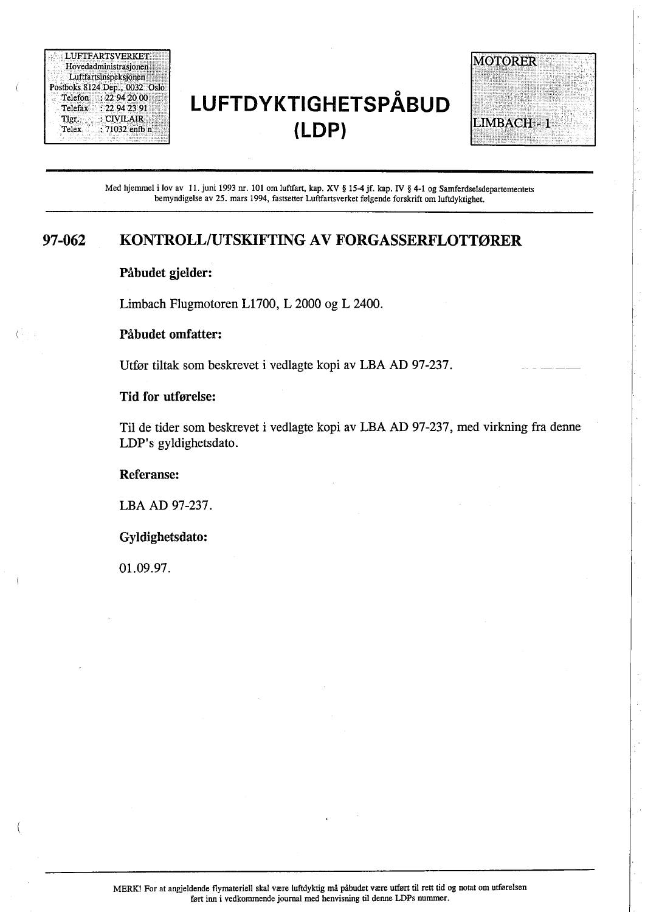LUFTFARTSVERKET
Hovedadministrasjonen
Luftfartsinspeksjonen
Postboks 8124 Dep., 0032 Oslo
Telefon : 22 94 20 00
Telefax : 22 94 23 91
Tlgr. : CIVILAIR
Telex : 71032 enfb n

# LUFTDYKTIGHETSPÅBUD (LDP)

MOTORER

LIMBACH - 1

Med hjemmel i lov av 11. juni 1993 nr. 101 om luftfart, kap. XV § 15-4 jf. kap. IV § 4-1 og Samferdselsdepartementets bemyndigelse av 25. mars 1994, fastsetter Luftfartsverket følgende forskrift om luftdyktighet.

## 97-062 KONTROLL/UTSKIFTING AV FORGASSERFLOTTØRER

**Påbudet gjelder:**

Limbach Flugmotoren L1700, L 2000 og L 2400.

**Påbudet omfatter:**

Utfør tiltak som beskrevet i vedlagte kopi av LBA AD 97-237.

**Tid for utførelse:**

Til de tider som beskrevet i vedlagte kopi av LBA AD 97-237, med virkning fra denne LDP's gyldighetsdato.

**Referanse:**

LBA AD 97-237.

**Gyldighetsdato:**

01.09.97.

MERK! For at angjeldende flymateriell skal være luftdyktig må påbudet være utført til rett tid og notat om utførelsen ført inn i vedkommende journal med henvisning til denne LDPs nummer.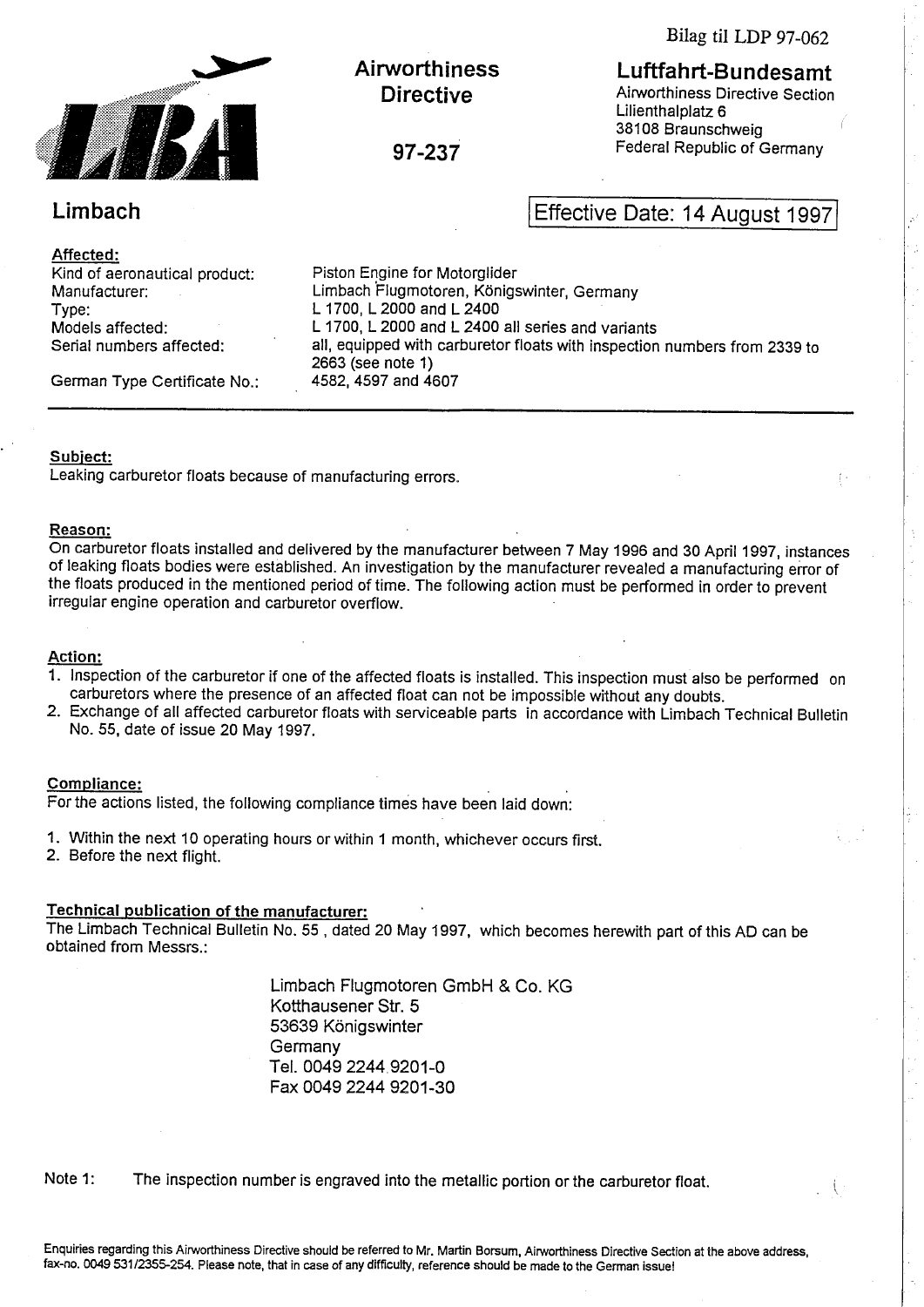Bilag til LDP 97-062

# Airworthiness Directive

# 97-237

## Luftfahrt-Bundesamt

Airworthiness Directive Section
Lilienthalplatz 6
38108 Braunschweig
Federal Republic of Germany

## Limbach

**Effective Date: 14 August 1997**

**Affected:**

| | |
|---|---|
| Kind of aeronautical product: | Piston Engine for Motorglider |
| Manufacturer: | Limbach Flugmotoren, Königswinter, Germany |
| Type: | L 1700, L 2000 and L 2400 |
| Models affected: | L 1700, L 2000 and L 2400 all series and variants |
| Serial numbers affected: | all, equipped with carburetor floats with inspection numbers from 2339 to 2663 (see note 1) |
| German Type Certificate No.: | 4582, 4597 and 4607 |

**Subject:**
Leaking carburetor floats because of manufacturing errors.

**Reason:**
On carburetor floats installed and delivered by the manufacturer between 7 May 1996 and 30 April 1997, instances of leaking floats bodies were established. An investigation by the manufacturer revealed a manufacturing error of the floats produced in the mentioned period of time. The following action must be performed in order to prevent irregular engine operation and carburetor overflow.

**Action:**
1. Inspection of the carburetor if one of the affected floats is installed. This inspection must also be performed on carburetors where the presence of an affected float can not be impossible without any doubts.
2. Exchange of all affected carburetor floats with serviceable parts in accordance with Limbach Technical Bulletin No. 55, date of issue 20 May 1997.

**Compliance:**
For the actions listed, the following compliance times have been laid down:

1. Within the next 10 operating hours or within 1 month, whichever occurs first.
2. Before the next flight.

**Technical publication of the manufacturer:**
The Limbach Technical Bulletin No. 55, dated 20 May 1997, which becomes herewith part of this AD can be obtained from Messrs.:

Limbach Flugmotoren GmbH & Co. KG
Kotthausener Str. 5
53639 Königswinter
Germany
Tel. 0049 2244 9201-0
Fax 0049 2244 9201-30

Note 1: The inspection number is engraved into the metallic portion or the carburetor float.

Enquiries regarding this Airworthiness Directive should be referred to Mr. Martin Borsum, Airworthiness Directive Section at the above address, fax-no. 0049 531/2355-254. Please note, that in case of any difficulty, reference should be made to the German issue!